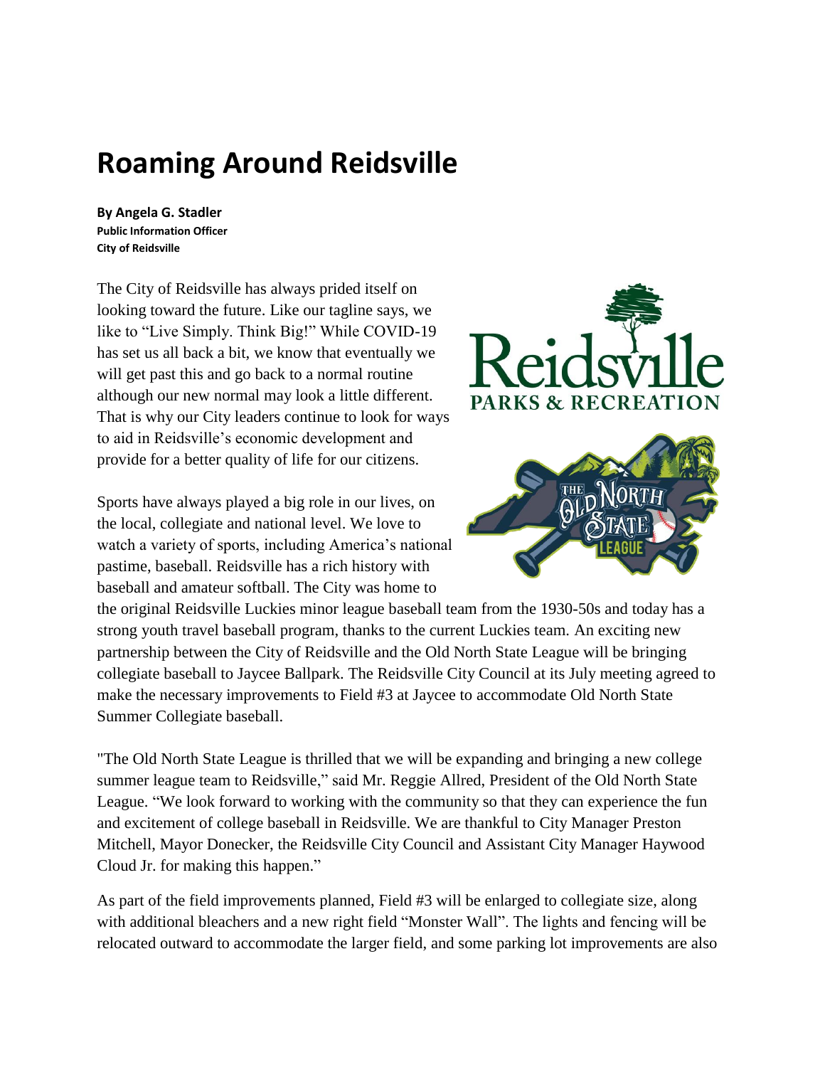# Roaming Around Reidsville

**By Angela G. Stadler**
**Public Information Officer**
**City of Reidsville**

The City of Reidsville has always prided itself on looking toward the future. Like our tagline says, we like to "Live Simply. Think Big!" While COVID-19 has set us all back a bit, we know that eventually we will get past this and go back to a normal routine although our new normal may look a little different. That is why our City leaders continue to look for ways to aid in Reidsville's economic development and provide for a better quality of life for our citizens.

Sports have always played a big role in our lives, on the local, collegiate and national level. We love to watch a variety of sports, including America's national pastime, baseball. Reidsville has a rich history with baseball and amateur softball. The City was home to the original Reidsville Luckies minor league baseball team from the 1930-50s and today has a strong youth travel baseball program, thanks to the current Luckies team. An exciting new partnership between the City of Reidsville and the Old North State League will be bringing collegiate baseball to Jaycee Ballpark. The Reidsville City Council at its July meeting agreed to make the necessary improvements to Field #3 at Jaycee to accommodate Old North State Summer Collegiate baseball.

"The Old North State League is thrilled that we will be expanding and bringing a new college summer league team to Reidsville," said Mr. Reggie Allred, President of the Old North State League. "We look forward to working with the community so that they can experience the fun and excitement of college baseball in Reidsville. We are thankful to City Manager Preston Mitchell, Mayor Donecker, the Reidsville City Council and Assistant City Manager Haywood Cloud Jr. for making this happen."

As part of the field improvements planned, Field #3 will be enlarged to collegiate size, along with additional bleachers and a new right field "Monster Wall". The lights and fencing will be relocated outward to accommodate the larger field, and some parking lot improvements are also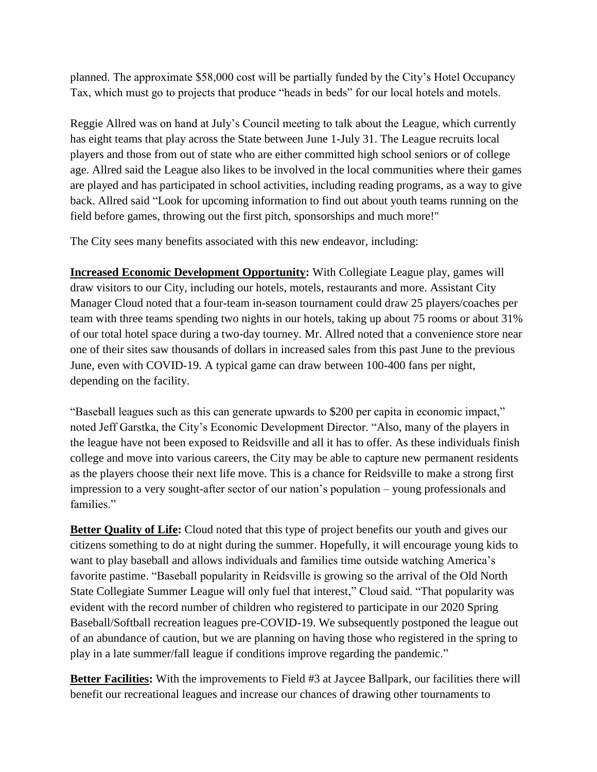planned. The approximate $58,000 cost will be partially funded by the City's Hotel Occupancy Tax, which must go to projects that produce "heads in beds" for our local hotels and motels.

Reggie Allred was on hand at July's Council meeting to talk about the League, which currently has eight teams that play across the State between June 1-July 31. The League recruits local players and those from out of state who are either committed high school seniors or of college age. Allred said the League also likes to be involved in the local communities where their games are played and has participated in school activities, including reading programs, as a way to give back. Allred said "Look for upcoming information to find out about youth teams running on the field before games, throwing out the first pitch, sponsorships and much more!"

The City sees many benefits associated with this new endeavor, including:

**Increased Economic Development Opportunity:** With Collegiate League play, games will draw visitors to our City, including our hotels, motels, restaurants and more. Assistant City Manager Cloud noted that a four-team in-season tournament could draw 25 players/coaches per team with three teams spending two nights in our hotels, taking up about 75 rooms or about 31% of our total hotel space during a two-day tourney. Mr. Allred noted that a convenience store near one of their sites saw thousands of dollars in increased sales from this past June to the previous June, even with COVID-19. A typical game can draw between 100-400 fans per night, depending on the facility.

"Baseball leagues such as this can generate upwards to $200 per capita in economic impact," noted Jeff Garstka, the City's Economic Development Director. "Also, many of the players in the league have not been exposed to Reidsville and all it has to offer. As these individuals finish college and move into various careers, the City may be able to capture new permanent residents as the players choose their next life move. This is a chance for Reidsville to make a strong first impression to a very sought-after sector of our nation's population – young professionals and families."

**Better Quality of Life:** Cloud noted that this type of project benefits our youth and gives our citizens something to do at night during the summer. Hopefully, it will encourage young kids to want to play baseball and allows individuals and families time outside watching America's favorite pastime. "Baseball popularity in Reidsville is growing so the arrival of the Old North State Collegiate Summer League will only fuel that interest," Cloud said. "That popularity was evident with the record number of children who registered to participate in our 2020 Spring Baseball/Softball recreation leagues pre-COVID-19. We subsequently postponed the league out of an abundance of caution, but we are planning on having those who registered in the spring to play in a late summer/fall league if conditions improve regarding the pandemic."

**Better Facilities:** With the improvements to Field #3 at Jaycee Ballpark, our facilities there will benefit our recreational leagues and increase our chances of drawing other tournaments to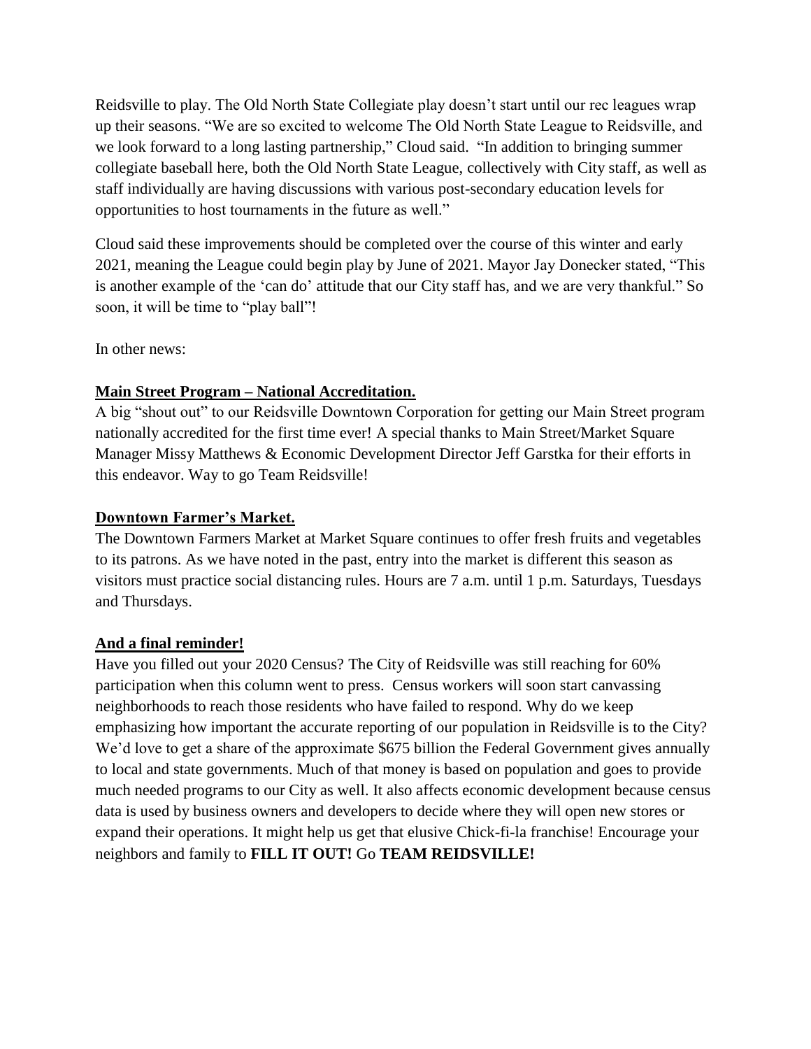Reidsville to play. The Old North State Collegiate play doesn't start until our rec leagues wrap up their seasons. "We are so excited to welcome The Old North State League to Reidsville, and we look forward to a long lasting partnership," Cloud said. "In addition to bringing summer collegiate baseball here, both the Old North State League, collectively with City staff, as well as staff individually are having discussions with various post-secondary education levels for opportunities to host tournaments in the future as well."

Cloud said these improvements should be completed over the course of this winter and early 2021, meaning the League could begin play by June of 2021. Mayor Jay Donecker stated, "This is another example of the 'can do' attitude that our City staff has, and we are very thankful." So soon, it will be time to "play ball"!

In other news:

**Main Street Program – National Accreditation.**

A big "shout out" to our Reidsville Downtown Corporation for getting our Main Street program nationally accredited for the first time ever! A special thanks to Main Street/Market Square Manager Missy Matthews & Economic Development Director Jeff Garstka for their efforts in this endeavor. Way to go Team Reidsville!

**Downtown Farmer's Market.**

The Downtown Farmers Market at Market Square continues to offer fresh fruits and vegetables to its patrons. As we have noted in the past, entry into the market is different this season as visitors must practice social distancing rules. Hours are 7 a.m. until 1 p.m. Saturdays, Tuesdays and Thursdays.

**And a final reminder!**

Have you filled out your 2020 Census? The City of Reidsville was still reaching for 60% participation when this column went to press. Census workers will soon start canvassing neighborhoods to reach those residents who have failed to respond. Why do we keep emphasizing how important the accurate reporting of our population in Reidsville is to the City? We'd love to get a share of the approximate $675 billion the Federal Government gives annually to local and state governments. Much of that money is based on population and goes to provide much needed programs to our City as well. It also affects economic development because census data is used by business owners and developers to decide where they will open new stores or expand their operations. It might help us get that elusive Chick-fi-la franchise! Encourage your neighbors and family to **FILL IT OUT!** Go **TEAM REIDSVILLE!**